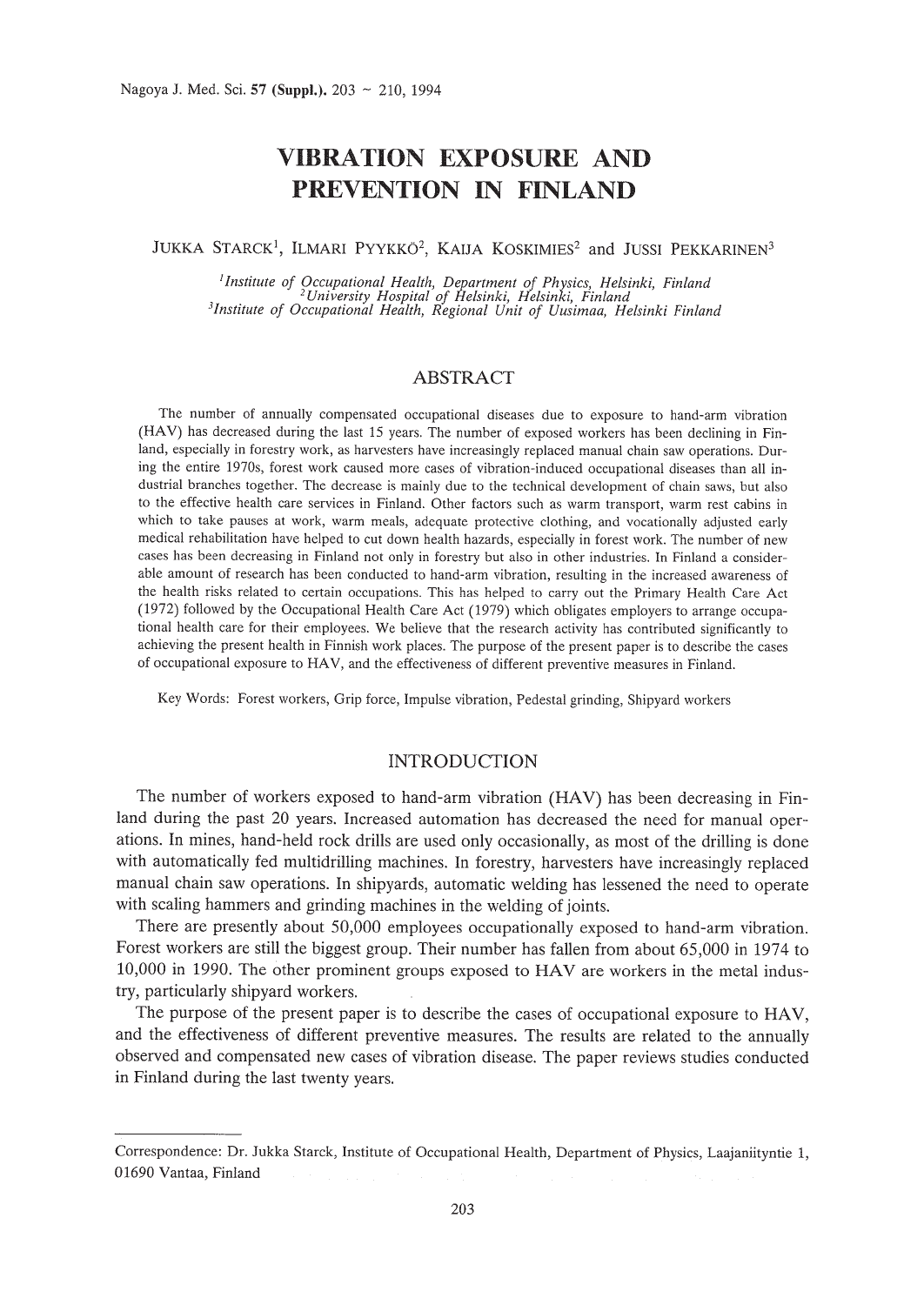# VIBRATION EXPOSURE AND PREVENTION IN FINLAND

JUKKA STARCK[1], ILMARI PYYKKÖ[2], KAIJA KOSKIMIES[2] and JUSSI PEKKARINEN[3]

[1]*Institute of Occupational Health, Department of Physics, Helsinki, Finland*
[2]*University Hospital of Helsinki, Helsinki, Finland*
[3]*Institute of Occupational Health, Regional Unit of Uusimaa, Helsinki Finland*

## ABSTRACT

The number of annually compensated occupational diseases due to exposure to hand-arm vibration (HAV) has decreased during the last 15 years. The number of exposed workers has been declining in Finland, especially in forestry work, as harvesters have increasingly replaced manual chain saw operations. During the entire 1970s, forest work caused more cases of vibration-induced occupational diseases than all industrial branches together. The decrease is mainly due to the technical development of chain saws, but also to the effective health care services in Finland. Other factors such as warm transport, warm rest cabins in which to take pauses at work, warm meals, adequate protective clothing, and vocationally adjusted early medical rehabilitation have helped to cut down health hazards, especially in forest work. The number of new cases has been decreasing in Finland not only in forestry but also in other industries. In Finland a considerable amount of research has been conducted to hand-arm vibration, resulting in the increased awareness of the health risks related to certain occupations. This has helped to carry out the Primary Health Care Act (1972) followed by the Occupational Health Care Act (1979) which obligates employers to arrange occupational health care for their employees. We believe that the research activity has contributed significantly to achieving the present health in Finnish work places. The purpose of the present paper is to describe the cases of occupational exposure to HAV, and the effectiveness of different preventive measures in Finland.

Key Words: Forest workers, Grip force, Impulse vibration, Pedestal grinding, Shipyard workers

## INTRODUCTION

The number of workers exposed to hand-arm vibration (HAV) has been decreasing in Finland during the past 20 years. Increased automation has decreased the need for manual operations. In mines, hand-held rock drills are used only occasionally, as most of the drilling is done with automatically fed multidrilling machines. In forestry, harvesters have increasingly replaced manual chain saw operations. In shipyards, automatic welding has lessened the need to operate with scaling hammers and grinding machines in the welding of joints.

There are presently about 50,000 employees occupationally exposed to hand-arm vibration. Forest workers are still the biggest group. Their number has fallen from about 65,000 in 1974 to 10,000 in 1990. The other prominent groups exposed to HAV are workers in the metal industry, particularly shipyard workers.

The purpose of the present paper is to describe the cases of occupational exposure to HAV, and the effectiveness of different preventive measures. The results are related to the annually observed and compensated new cases of vibration disease. The paper reviews studies conducted in Finland during the last twenty years.

---

Correspondence: Dr. Jukka Starck, Institute of Occupational Health, Department of Physics, Laajaniityntie 1, 01690 Vantaa, Finland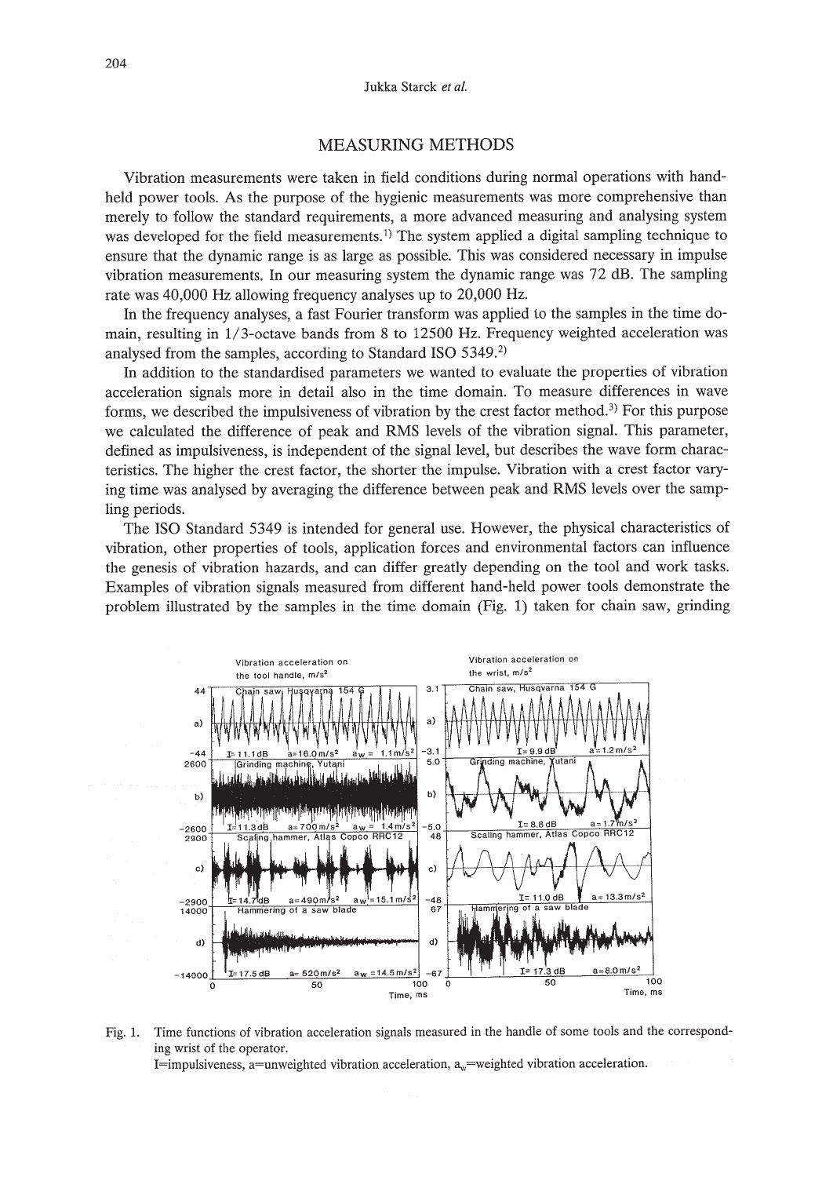## MEASURING METHODS

Vibration measurements were taken in field conditions during normal operations with hand-held power tools. As the purpose of the hygienic measurements was more comprehensive than merely to follow the standard requirements, a more advanced measuring and analysing system was developed for the field measurements.[1] The system applied a digital sampling technique to ensure that the dynamic range is as large as possible. This was considered necessary in impulse vibration measurements. In our measuring system the dynamic range was 72 dB. The sampling rate was 40,000 Hz allowing frequency analyses up to 20,000 Hz.

In the frequency analyses, a fast Fourier transform was applied to the samples in the time domain, resulting in 1/3-octave bands from 8 to 12500 Hz. Frequency weighted acceleration was analysed from the samples, according to Standard ISO 5349.[2]

In addition to the standardised parameters we wanted to evaluate the properties of vibration acceleration signals more in detail also in the time domain. To measure differences in wave forms, we described the impulsiveness of vibration by the crest factor method.[3] For this purpose we calculated the difference of peak and RMS levels of the vibration signal. This parameter, defined as impulsiveness, is independent of the signal level, but describes the wave form characteristics. The higher the crest factor, the shorter the impulse. Vibration with a crest factor varying time was analysed by averaging the difference between peak and RMS levels over the sampling periods.

The ISO Standard 5349 is intended for general use. However, the physical characteristics of vibration, other properties of tools, application forces and environmental factors can influence the genesis of vibration hazards, and can differ greatly depending on the tool and work tasks. Examples of vibration signals measured from different hand-held power tools demonstrate the problem illustrated by the samples in the time domain (Fig. 1) taken for chain saw, grinding

Fig. 1. Time functions of vibration acceleration signals measured in the handle of some tools and the corresponding wrist of the operator.
I=impulsiveness, a=unweighted vibration acceleration, $a_w$=weighted vibration acceleration.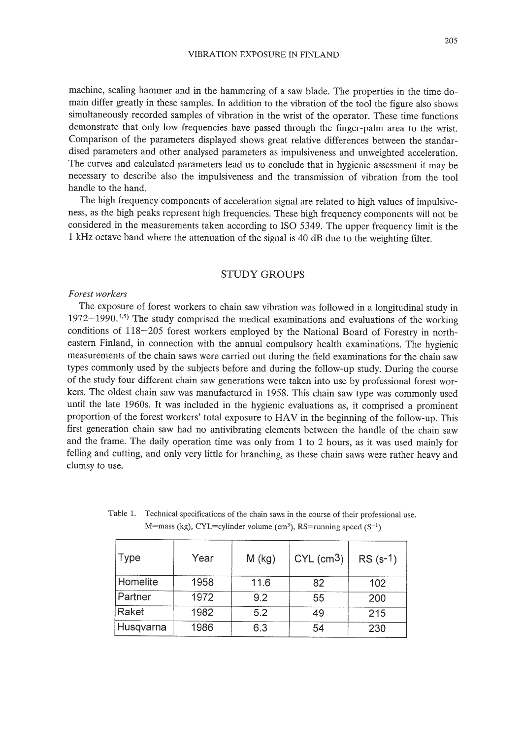machine, scaling hammer and in the hammering of a saw blade. The properties in the time domain differ greatly in these samples. In addition to the vibration of the tool the figure also shows simultaneously recorded samples of vibration in the wrist of the operator. These time functions demonstrate that only low frequencies have passed through the finger-palm area to the wrist. Comparison of the parameters displayed shows great relative differences between the standardised parameters and other analysed parameters as impulsiveness and unweighted acceleration. The curves and calculated parameters lead us to conclude that in hygienic assessment it may be necessary to describe also the impulsiveness and the transmission of vibration from the tool handle to the hand.

The high frequency components of acceleration signal are related to high values of impulsiveness, as the high peaks represent high frequencies. These high frequency components will not be considered in the measurements taken according to ISO 5349. The upper frequency limit is the 1 kHz octave band where the attenuation of the signal is 40 dB due to the weighting filter.

## STUDY GROUPS

*Forest workers*

The exposure of forest workers to chain saw vibration was followed in a longitudinal study in 1972–1990.[4,5] The study comprised the medical examinations and evaluations of the working conditions of 118–205 forest workers employed by the National Board of Forestry in northeastern Finland, in connection with the annual compulsory health examinations. The hygienic measurements of the chain saws were carried out during the field examinations for the chain saw types commonly used by the subjects before and during the follow-up study. During the course of the study four different chain saw generations were taken into use by professional forest workers. The oldest chain saw was manufactured in 1958. This chain saw type was commonly used until the late 1960s. It was included in the hygienic evaluations as, it comprised a prominent proportion of the forest workers' total exposure to HAV in the beginning of the follow-up. This first generation chain saw had no antivibrating elements between the handle of the chain saw and the frame. The daily operation time was only from 1 to 2 hours, as it was used mainly for felling and cutting, and only very little for branching, as these chain saws were rather heavy and clumsy to use.

Table 1. Technical specifications of the chain saws in the course of their professional use. M=mass (kg), CYL=cylinder volume ($cm^3$), RS=running speed ($S^{-1}$)

| Type | Year | M (kg) | CYL ($cm^3$) | RS ($s^{-1}$) |
|---|---|---|---|---|
| Homelite | 1958 | 11.6 | 82 | 102 |
| Partner | 1972 | 9.2 | 55 | 200 |
| Raket | 1982 | 5.2 | 49 | 215 |
| Husqvarna | 1986 | 6.3 | 54 | 230 |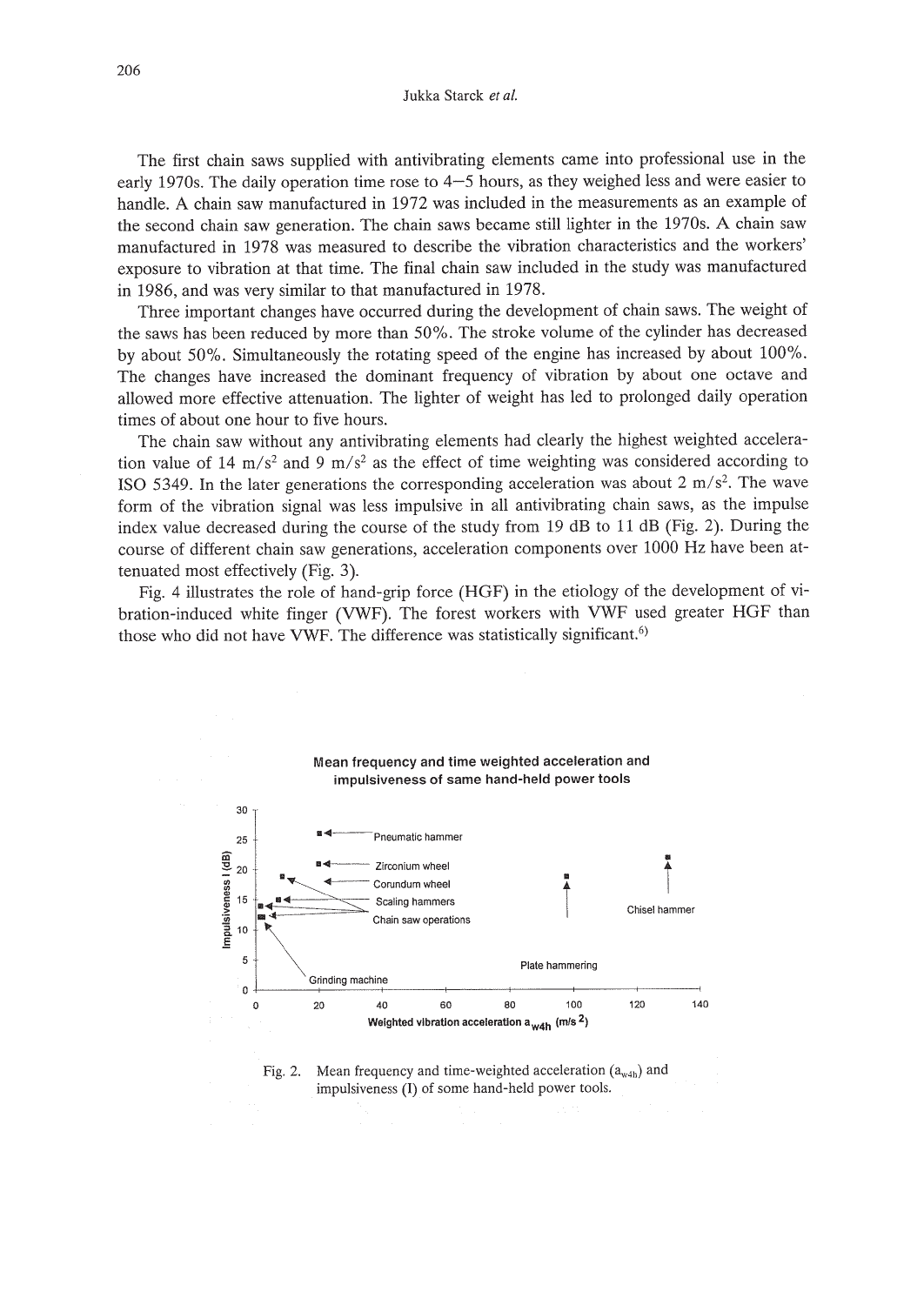The first chain saws supplied with antivibrating elements came into professional use in the early 1970s. The daily operation time rose to 4–5 hours, as they weighed less and were easier to handle. A chain saw manufactured in 1972 was included in the measurements as an example of the second chain saw generation. The chain saws became still lighter in the 1970s. A chain saw manufactured in 1978 was measured to describe the vibration characteristics and the workers' exposure to vibration at that time. The final chain saw included in the study was manufactured in 1986, and was very similar to that manufactured in 1978.

Three important changes have occurred during the development of chain saws. The weight of the saws has been reduced by more than 50%. The stroke volume of the cylinder has decreased by about 50%. Simultaneously the rotating speed of the engine has increased by about 100%. The changes have increased the dominant frequency of vibration by about one octave and allowed more effective attenuation. The lighter of weight has led to prolonged daily operation times of about one hour to five hours.

The chain saw without any antivibrating elements had clearly the highest weighted acceleration value of 14 $m/s^2$ and 9 $m/s^2$ as the effect of time weighting was considered according to ISO 5349. In the later generations the corresponding acceleration was about 2 $m/s^2$. The wave form of the vibration signal was less impulsive in all antivibrating chain saws, as the impulse index value decreased during the course of the study from 19 dB to 11 dB (Fig. 2). During the course of different chain saw generations, acceleration components over 1000 Hz have been attenuated most effectively (Fig. 3).

Fig. 4 illustrates the role of hand-grip force (HGF) in the etiology of the development of vibration-induced white finger (VWF). The forest workers with VWF used greater HGF than those who did not have VWF. The difference was statistically significant.[6)]

Fig. 2. Mean frequency and time-weighted acceleration ($a_{w4h}$) and impulsiveness (I) of some hand-held power tools.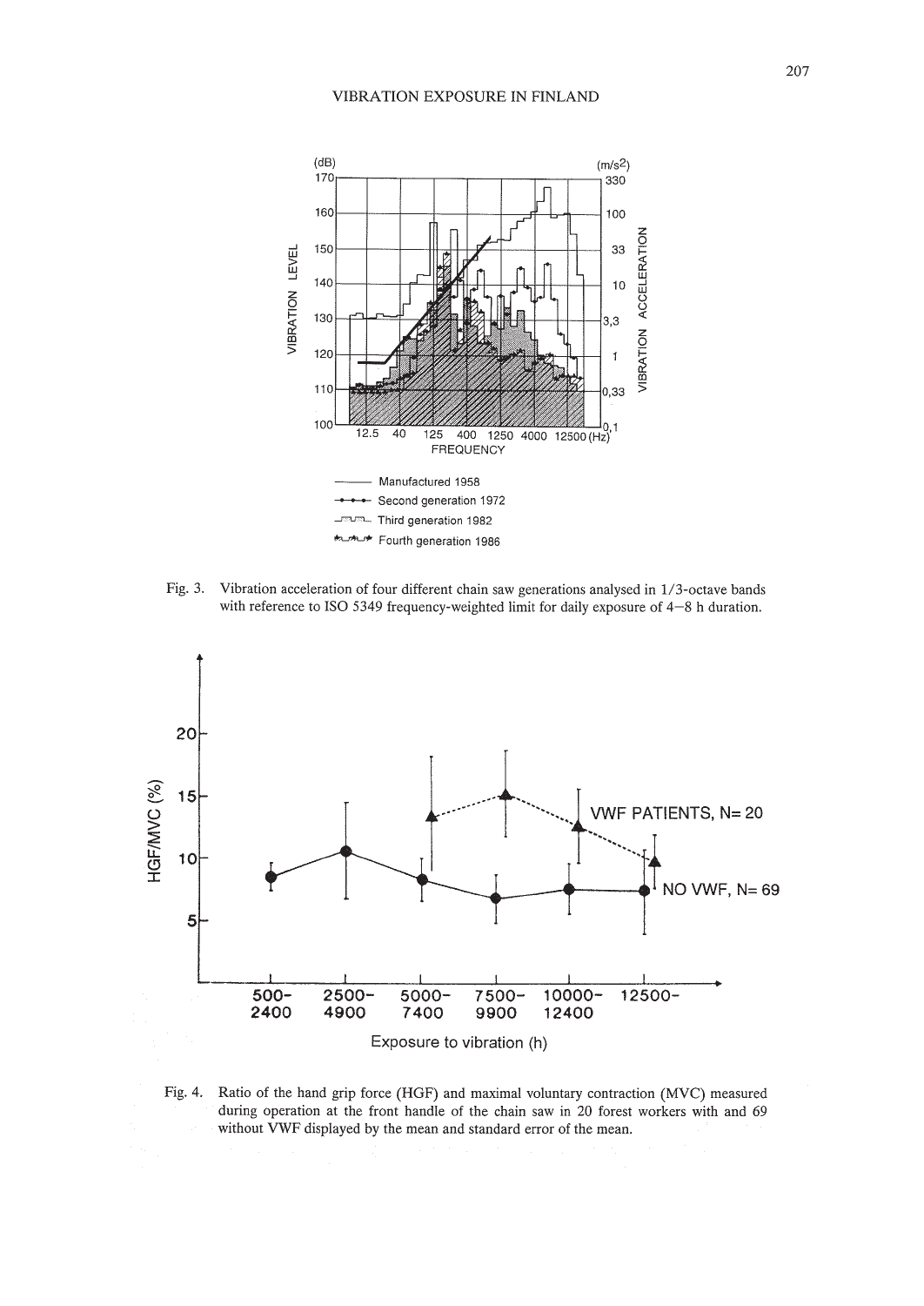Fig. 3. Vibration acceleration of four different chain saw generations analysed in 1/3-octave bands with reference to ISO 5349 frequency-weighted limit for daily exposure of 4–8 h duration.

Fig. 4. Ratio of the hand grip force (HGF) and maximal voluntary contraction (MVC) measured during operation at the front handle of the chain saw in 20 forest workers with and 69 without VWF displayed by the mean and standard error of the mean.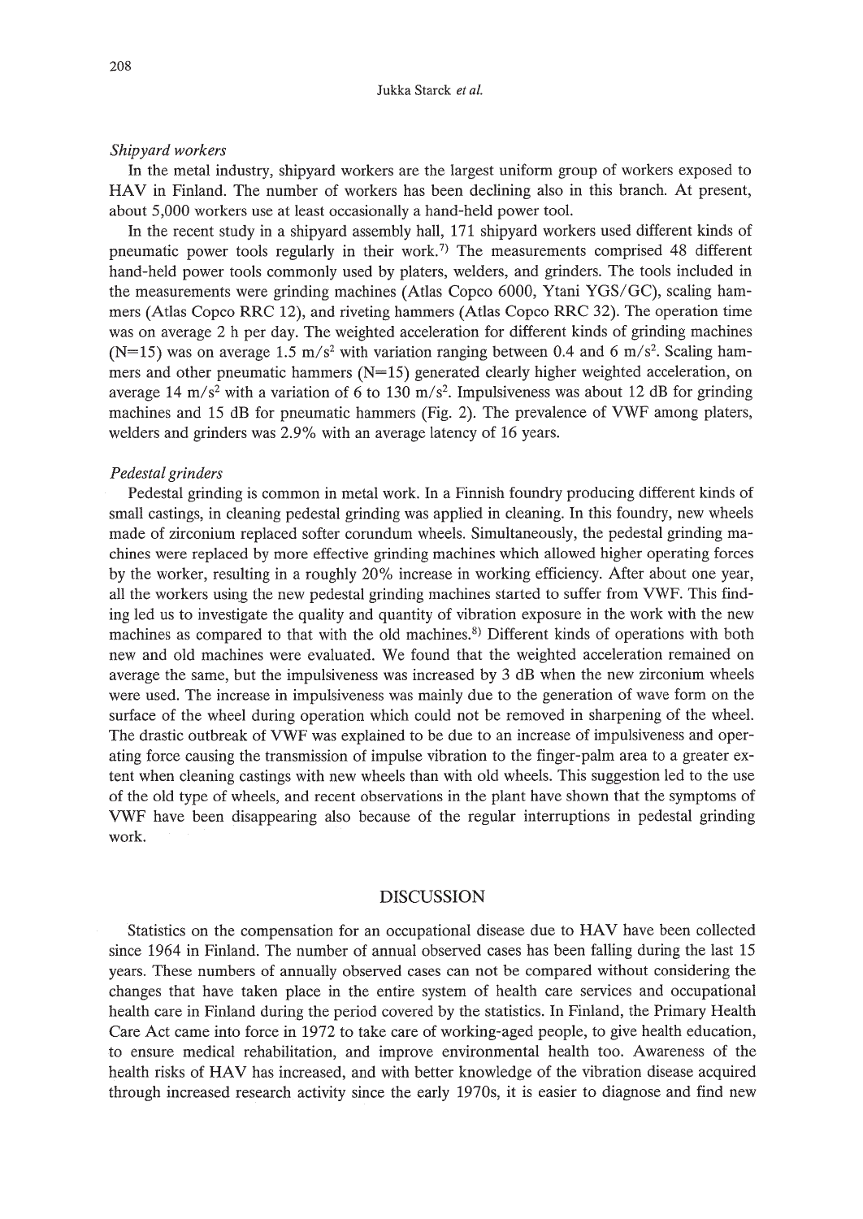### *Shipyard workers*

In the metal industry, shipyard workers are the largest uniform group of workers exposed to HAV in Finland. The number of workers has been declining also in this branch. At present, about 5,000 workers use at least occasionally a hand-held power tool.

In the recent study in a shipyard assembly hall, 171 shipyard workers used different kinds of pneumatic power tools regularly in their work.[7] The measurements comprised 48 different hand-held power tools commonly used by platers, welders, and grinders. The tools included in the measurements were grinding machines (Atlas Copco 6000, Ytani YGS/GC), scaling hammers (Atlas Copco RRC 12), and riveting hammers (Atlas Copco RRC 32). The operation time was on average 2 h per day. The weighted acceleration for different kinds of grinding machines (N=15) was on average 1.5 $m/s^2$ with variation ranging between 0.4 and 6 $m/s^2$. Scaling hammers and other pneumatic hammers (N=15) generated clearly higher weighted acceleration, on average 14 $m/s^2$ with a variation of 6 to 130 $m/s^2$. Impulsiveness was about 12 dB for grinding machines and 15 dB for pneumatic hammers (Fig. 2). The prevalence of VWF among platers, welders and grinders was 2.9% with an average latency of 16 years.

### *Pedestal grinders*

Pedestal grinding is common in metal work. In a Finnish foundry producing different kinds of small castings, in cleaning pedestal grinding was applied in cleaning. In this foundry, new wheels made of zirconium replaced softer corundum wheels. Simultaneously, the pedestal grinding machines were replaced by more effective grinding machines which allowed higher operating forces by the worker, resulting in a roughly 20% increase in working efficiency. After about one year, all the workers using the new pedestal grinding machines started to suffer from VWF. This finding led us to investigate the quality and quantity of vibration exposure in the work with the new machines as compared to that with the old machines.[8] Different kinds of operations with both new and old machines were evaluated. We found that the weighted acceleration remained on average the same, but the impulsiveness was increased by 3 dB when the new zirconium wheels were used. The increase in impulsiveness was mainly due to the generation of wave form on the surface of the wheel during operation which could not be removed in sharpening of the wheel. The drastic outbreak of VWF was explained to be due to an increase of impulsiveness and operating force causing the transmission of impulse vibration to the finger-palm area to a greater extent when cleaning castings with new wheels than with old wheels. This suggestion led to the use of the old type of wheels, and recent observations in the plant have shown that the symptoms of VWF have been disappearing also because of the regular interruptions in pedestal grinding work.

## DISCUSSION

Statistics on the compensation for an occupational disease due to HAV have been collected since 1964 in Finland. The number of annual observed cases has been falling during the last 15 years. These numbers of annually observed cases can not be compared without considering the changes that have taken place in the entire system of health care services and occupational health care in Finland during the period covered by the statistics. In Finland, the Primary Health Care Act came into force in 1972 to take care of working-aged people, to give health education, to ensure medical rehabilitation, and improve environmental health too. Awareness of the health risks of HAV has increased, and with better knowledge of the vibration disease acquired through increased research activity since the early 1970s, it is easier to diagnose and find new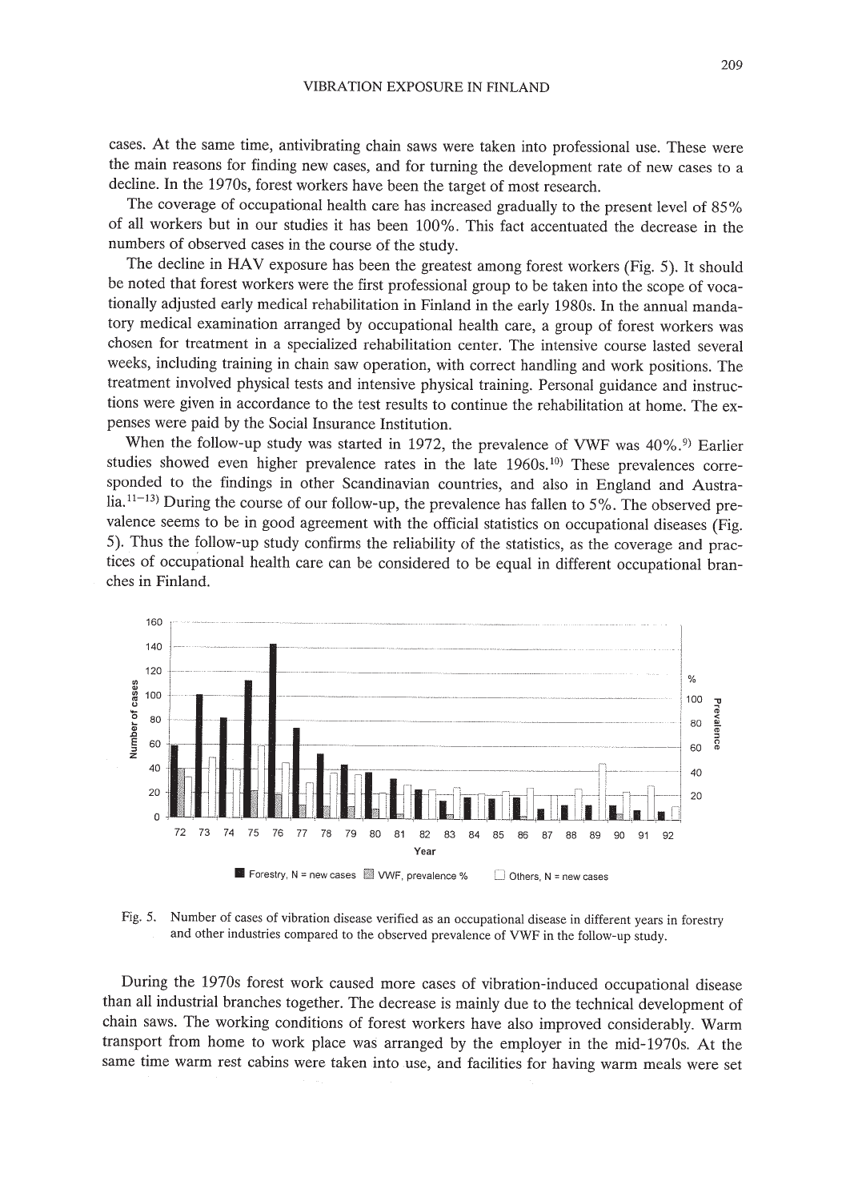cases. At the same time, antivibrating chain saws were taken into professional use. These were the main reasons for finding new cases, and for turning the development rate of new cases to a decline. In the 1970s, forest workers have been the target of most research.

The coverage of occupational health care has increased gradually to the present level of 85% of all workers but in our studies it has been 100%. This fact accentuated the decrease in the numbers of observed cases in the course of the study.

The decline in HAV exposure has been the greatest among forest workers (Fig. 5). It should be noted that forest workers were the first professional group to be taken into the scope of vocationally adjusted early medical rehabilitation in Finland in the early 1980s. In the annual mandatory medical examination arranged by occupational health care, a group of forest workers was chosen for treatment in a specialized rehabilitation center. The intensive course lasted several weeks, including training in chain saw operation, with correct handling and work positions. The treatment involved physical tests and intensive physical training. Personal guidance and instructions were given in accordance to the test results to continue the rehabilitation at home. The expenses were paid by the Social Insurance Institution.

When the follow-up study was started in 1972, the prevalence of VWF was 40%.[9] Earlier studies showed even higher prevalence rates in the late 1960s.[10] These prevalences corresponded to the findings in other Scandinavian countries, and also in England and Australia.[11–13] During the course of our follow-up, the prevalence has fallen to 5%. The observed prevalence seems to be in good agreement with the official statistics on occupational diseases (Fig. 5). Thus the follow-up study confirms the reliability of the statistics, as the coverage and practices of occupational health care can be considered to be equal in different occupational branches in Finland.

Fig. 5. Number of cases of vibration disease verified as an occupational disease in different years in forestry and other industries compared to the observed prevalence of VWF in the follow-up study.

During the 1970s forest work caused more cases of vibration-induced occupational disease than all industrial branches together. The decrease is mainly due to the technical development of chain saws. The working conditions of forest workers have also improved considerably. Warm transport from home to work place was arranged by the employer in the mid-1970s. At the same time warm rest cabins were taken into use, and facilities for having warm meals were set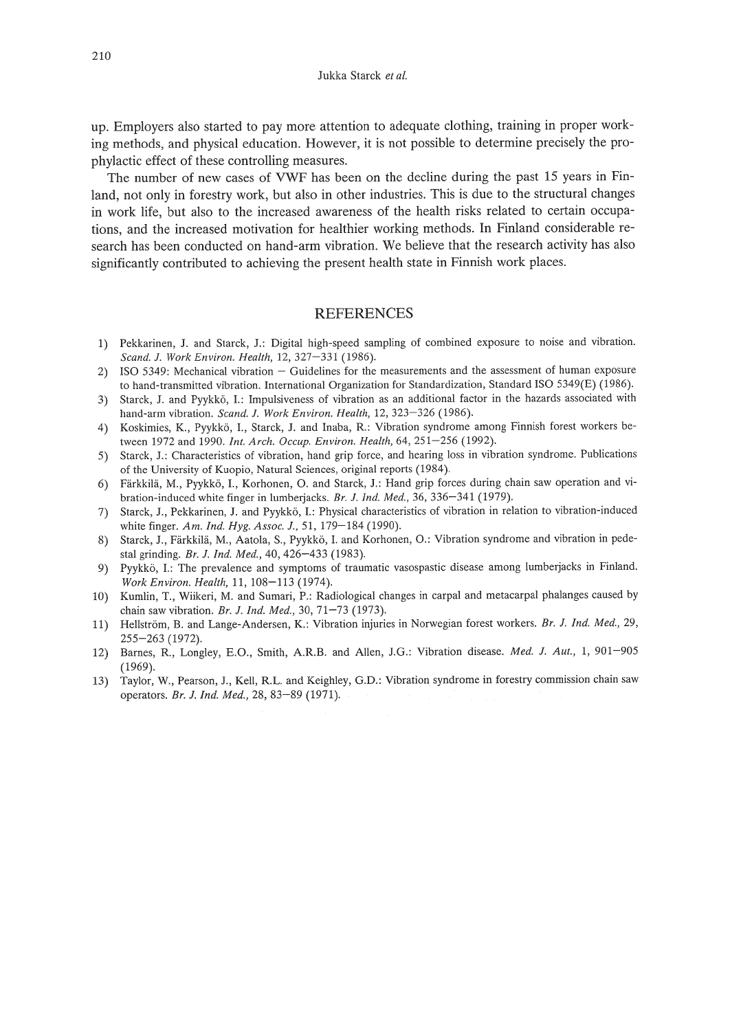up. Employers also started to pay more attention to adequate clothing, training in proper working methods, and physical education. However, it is not possible to determine precisely the prophylactic effect of these controlling measures.

The number of new cases of VWF has been on the decline during the past 15 years in Finland, not only in forestry work, but also in other industries. This is due to the structural changes in work life, but also to the increased awareness of the health risks related to certain occupations, and the increased motivation for healthier working methods. In Finland considerable research has been conducted on hand-arm vibration. We believe that the research activity has also significantly contributed to achieving the present health state in Finnish work places.

## REFERENCES

1) Pekkarinen, J. and Starck, J.: Digital high-speed sampling of combined exposure to noise and vibration. *Scand. J. Work Environ. Health,* 12, 327–331 (1986).
2) ISO 5349: Mechanical vibration – Guidelines for the measurements and the assessment of human exposure to hand-transmitted vibration. International Organization for Standardization, Standard ISO 5349(E) (1986).
3) Starck, J. and Pyykkö, I.: Impulsiveness of vibration as an additional factor in the hazards associated with hand-arm vibration. *Scand. J. Work Environ. Health,* 12, 323–326 (1986).
4) Koskimies, K., Pyykkö, I., Starck, J. and Inaba, R.: Vibration syndrome among Finnish forest workers between 1972 and 1990. *Int. Arch. Occup. Environ. Health,* 64, 251–256 (1992).
5) Starck, J.: Characteristics of vibration, hand grip force, and hearing loss in vibration syndrome. Publications of the University of Kuopio, Natural Sciences, original reports (1984).
6) Färkkilä, M., Pyykkö, I., Korhonen, O. and Starck, J.: Hand grip forces during chain saw operation and vibration-induced white finger in lumberjacks. *Br. J. Ind. Med.,* 36, 336–341 (1979).
7) Starck, J., Pekkarinen, J. and Pyykkö, I.: Physical characteristics of vibration in relation to vibration-induced white finger. *Am. Ind. Hyg. Assoc. J.,* 51, 179–184 (1990).
8) Starck, J., Färkkilä, M., Aatola, S., Pyykkö, I. and Korhonen, O.: Vibration syndrome and vibration in pedestal grinding. *Br. J. Ind. Med.,* 40, 426–433 (1983).
9) Pyykkö, I.: The prevalence and symptoms of traumatic vasospastic disease among lumberjacks in Finland. *Work Environ. Health,* 11, 108–113 (1974).
10) Kumlin, T., Wiikeri, M. and Sumari, P.: Radiological changes in carpal and metacarpal phalanges caused by chain saw vibration. *Br. J. Ind. Med.,* 30, 71–73 (1973).
11) Hellström, B. and Lange-Andersen, K.: Vibration injuries in Norwegian forest workers. *Br. J. Ind. Med.,* 29, 255–263 (1972).
12) Barnes, R., Longley, E.O., Smith, A.R.B. and Allen, J.G.: Vibration disease. *Med. J. Aut.,* 1, 901–905 (1969).
13) Taylor, W., Pearson, J., Kell, R.L. and Keighley, G.D.: Vibration syndrome in forestry commission chain saw operators. *Br. J. Ind. Med.,* 28, 83–89 (1971).